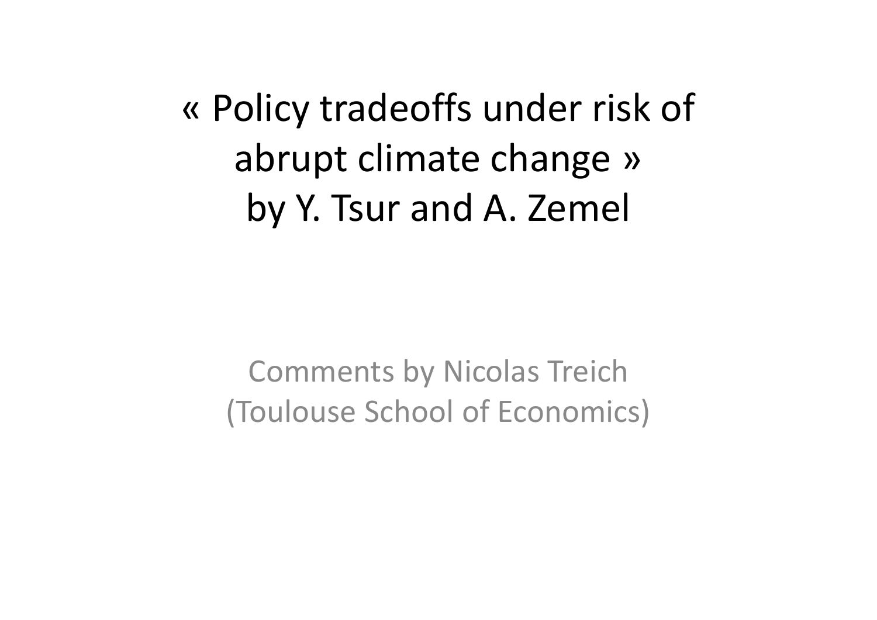# « Policy tradeoffs under risk of abrupt climate change » by Y. Tsur and A. Zemel

Comments by Nicolas Treich
(Toulouse School of Economics)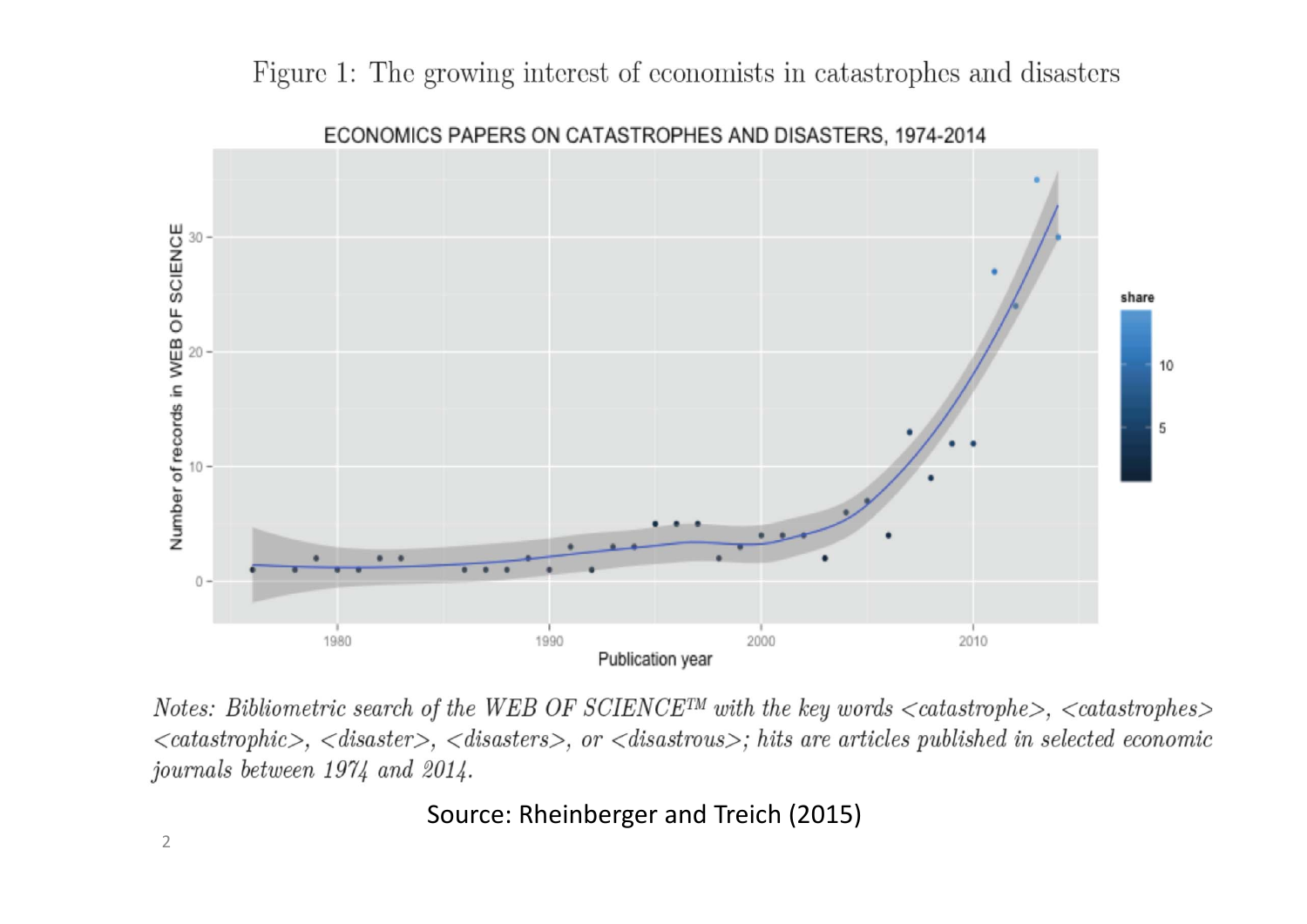Figure 1: The growing interest of economists in catastrophes and disasters

ECONOMICS PAPERS ON CATASTROPHES AND DISASTERS, 1974-2014

*Notes: Bibliometric search of the WEB OF SCIENCE™ with the key words <catastrophe>, <catastrophes> <catastrophic>, <disaster>, <disasters>, or <disastrous>; hits are articles published in selected economic journals between 1974 and 2014.*

Source: Rheinberger and Treich (2015)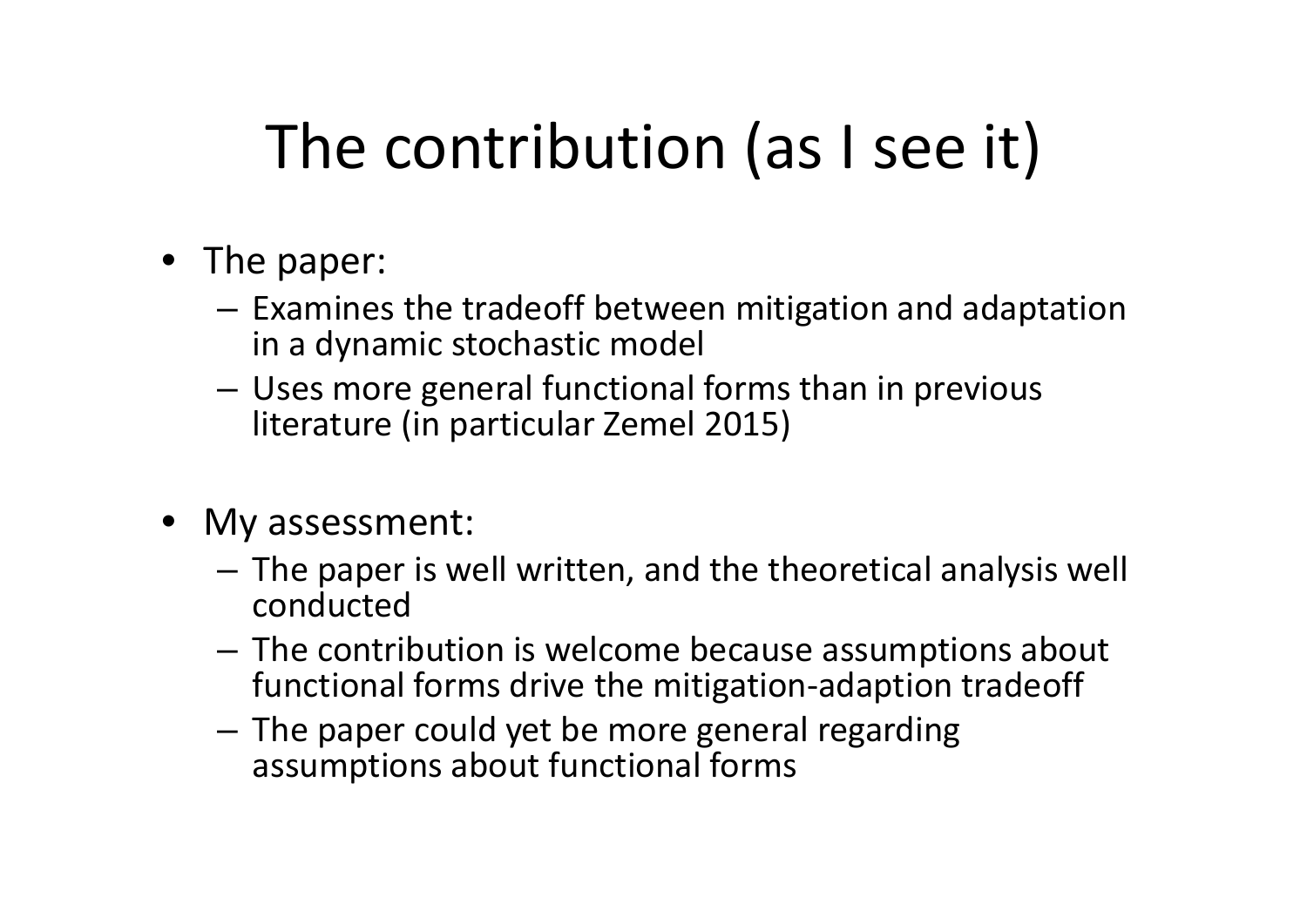# The contribution (as I see it)

- The paper:
  - Examines the tradeoff between mitigation and adaptation in a dynamic stochastic model
  - Uses more general functional forms than in previous literature (in particular Zemel 2015)

- My assessment:
  - The paper is well written, and the theoretical analysis well conducted
  - The contribution is welcome because assumptions about functional forms drive the mitigation-adaption tradeoff
  - The paper could yet be more general regarding assumptions about functional forms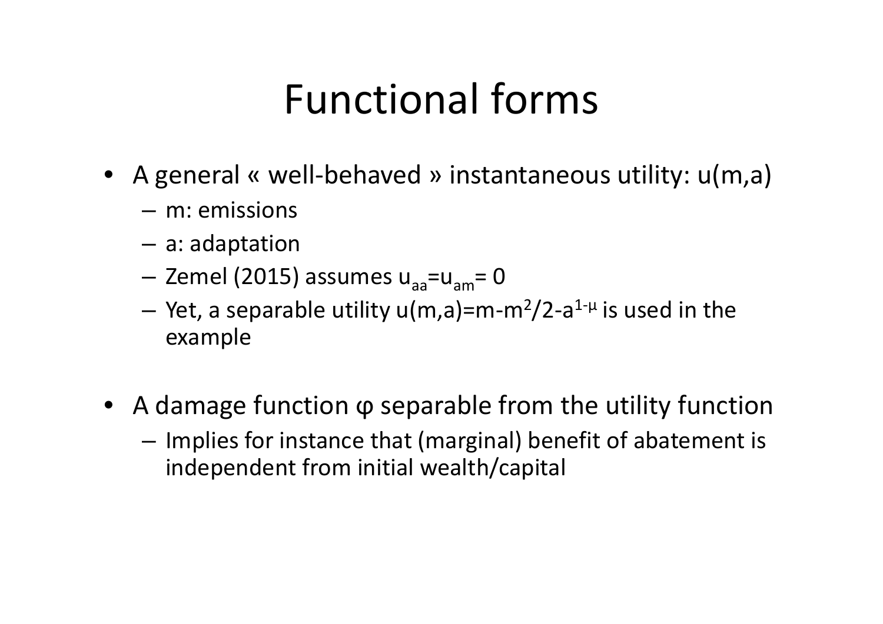# Functional forms

- A general « well-behaved » instantaneous utility: $u(m,a)$
  - m: emissions
  - a: adaptation
  - Zemel (2015) assumes $u_{aa}=u_{am}= 0$
  - Yet, a separable utility $u(m,a)=m-m^2/2-a^{1-\mu}$ is used in the example
- A damage function φ separable from the utility function
  - Implies for instance that (marginal) benefit of abatement is independent from initial wealth/capital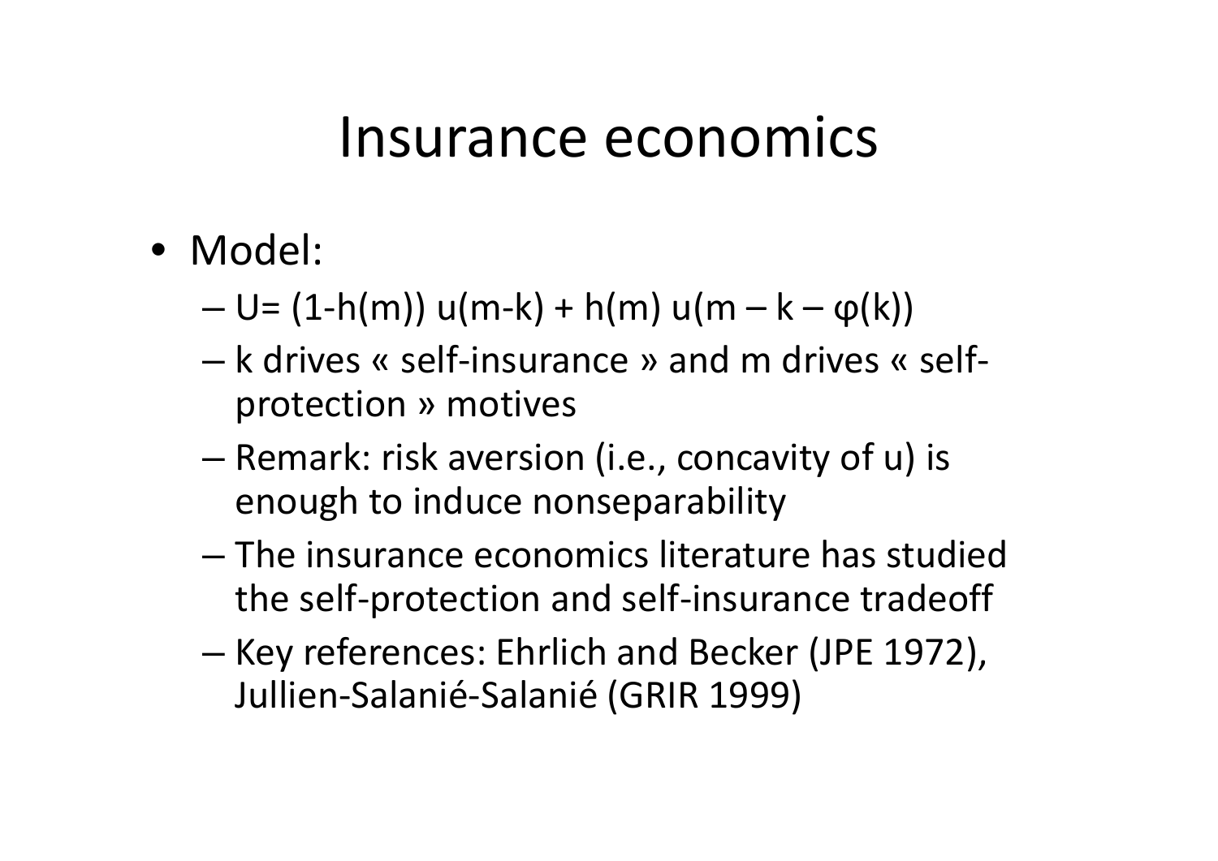# Insurance economics

- Model:
  - $U = (1-h(m))\, u(m-k) + h(m)\, u(m - k - \varphi(k))$
  - k drives « self-insurance » and m drives « self-protection » motives
  - Remark: risk aversion (i.e., concavity of u) is enough to induce nonseparability
  - The insurance economics literature has studied the self-protection and self-insurance tradeoff
  - Key references: Ehrlich and Becker (JPE 1972), Jullien-Salanié-Salanié (GRIR 1999)